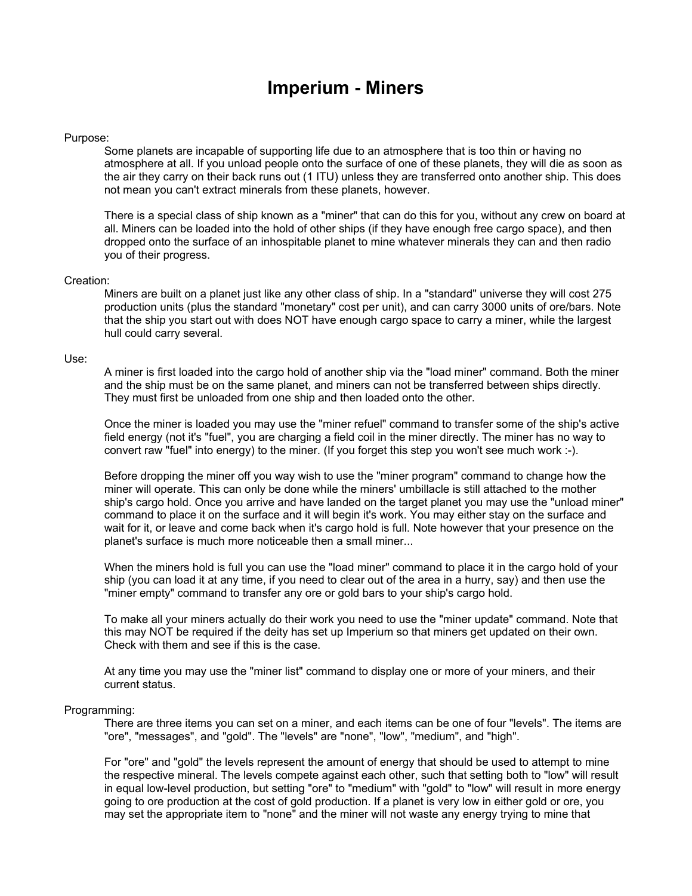# Imperium - Miners

Purpose:

Some planets are incapable of supporting life due to an atmosphere that is too thin or having no atmosphere at all. If you unload people onto the surface of one of these planets, they will die as soon as the air they carry on their back runs out (1 ITU) unless they are transferred onto another ship. This does not mean you can't extract minerals from these planets, however.

There is a special class of ship known as a "miner" that can do this for you, without any crew on board at all. Miners can be loaded into the hold of other ships (if they have enough free cargo space), and then dropped onto the surface of an inhospitable planet to mine whatever minerals they can and then radio you of their progress.

Creation:

Miners are built on a planet just like any other class of ship. In a "standard" universe they will cost 275 production units (plus the standard "monetary" cost per unit), and can carry 3000 units of ore/bars. Note that the ship you start out with does NOT have enough cargo space to carry a miner, while the largest hull could carry several.

Use:

A miner is first loaded into the cargo hold of another ship via the "load miner" command. Both the miner and the ship must be on the same planet, and miners can not be transferred between ships directly. They must first be unloaded from one ship and then loaded onto the other.

Once the miner is loaded you may use the "miner refuel" command to transfer some of the ship's active field energy (not it's "fuel", you are charging a field coil in the miner directly. The miner has no way to convert raw "fuel" into energy) to the miner. (If you forget this step you won't see much work :-).

Before dropping the miner off you way wish to use the "miner program" command to change how the miner will operate. This can only be done while the miners' umbillacle is still attached to the mother ship's cargo hold. Once you arrive and have landed on the target planet you may use the "unload miner" command to place it on the surface and it will begin it's work. You may either stay on the surface and wait for it, or leave and come back when it's cargo hold is full. Note however that your presence on the planet's surface is much more noticeable then a small miner...

When the miners hold is full you can use the "load miner" command to place it in the cargo hold of your ship (you can load it at any time, if you need to clear out of the area in a hurry, say) and then use the "miner empty" command to transfer any ore or gold bars to your ship's cargo hold.

To make all your miners actually do their work you need to use the "miner update" command. Note that this may NOT be required if the deity has set up Imperium so that miners get updated on their own. Check with them and see if this is the case.

At any time you may use the "miner list" command to display one or more of your miners, and their current status.

Programming:

There are three items you can set on a miner, and each items can be one of four "levels". The items are "ore", "messages", and "gold". The "levels" are "none", "low", "medium", and "high".

For "ore" and "gold" the levels represent the amount of energy that should be used to attempt to mine the respective mineral. The levels compete against each other, such that setting both to "low" will result in equal low-level production, but setting "ore" to "medium" with "gold" to "low" will result in more energy going to ore production at the cost of gold production. If a planet is very low in either gold or ore, you may set the appropriate item to "none" and the miner will not waste any energy trying to mine that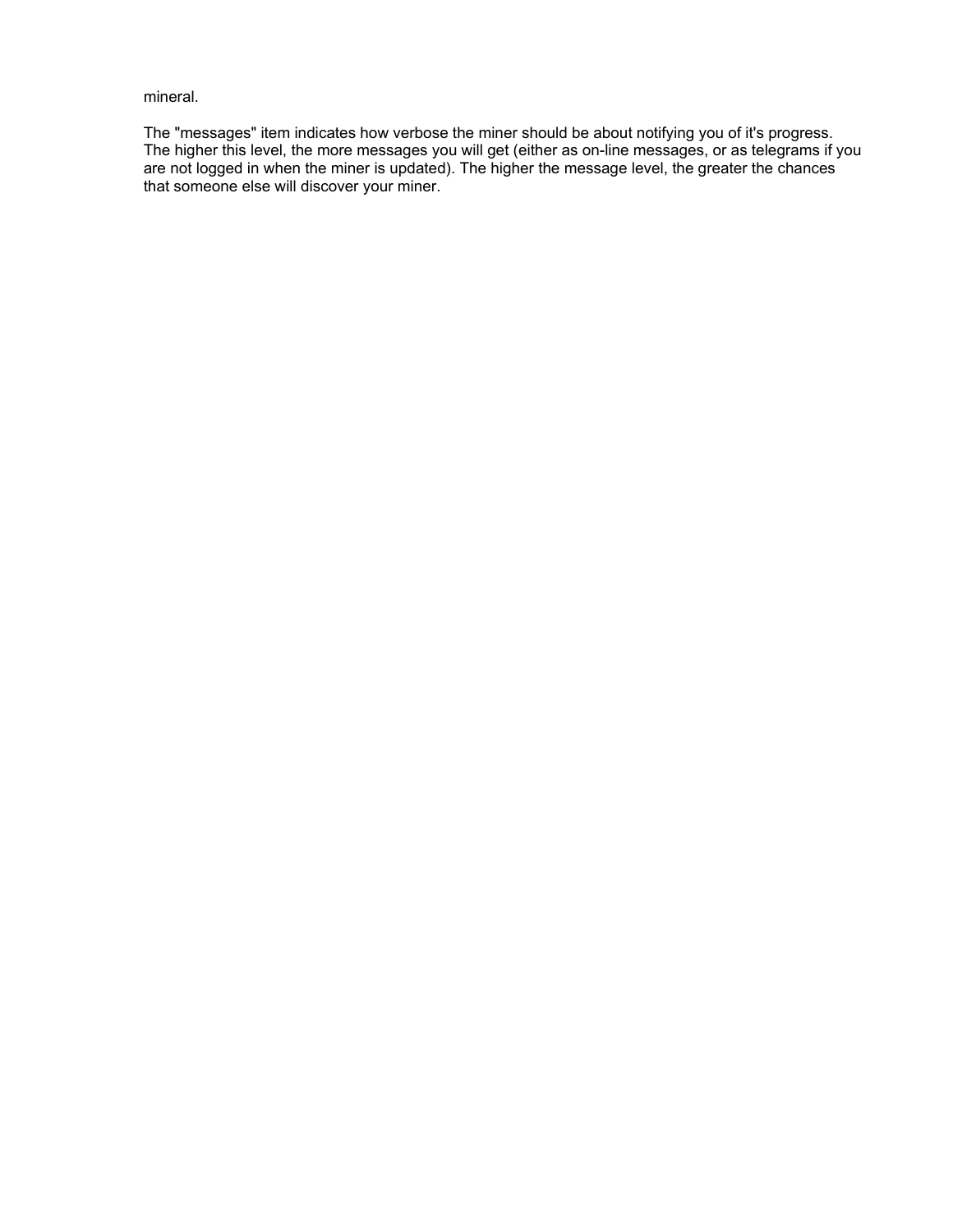mineral.

The "messages" item indicates how verbose the miner should be about notifying you of it's progress. The higher this level, the more messages you will get (either as on-line messages, or as telegrams if you are not logged in when the miner is updated). The higher the message level, the greater the chances that someone else will discover your miner.